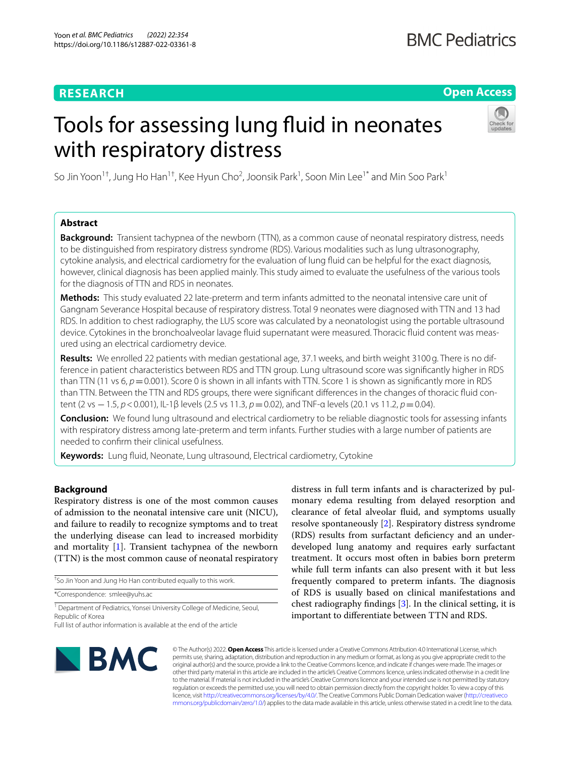RESEARCH

Open Access

# Tools for assessing lung fluid in neonates with respiratory distress

So Jin Yoon[1†], Jung Ho Han[1†], Kee Hyun Cho[2], Joonsik Park[1], Soon Min Lee[1*] and Min Soo Park[1]

## Abstract

**Background:** Transient tachypnea of the newborn (TTN), as a common cause of neonatal respiratory distress, needs to be distinguished from respiratory distress syndrome (RDS). Various modalities such as lung ultrasonography, cytokine analysis, and electrical cardiometry for the evaluation of lung fluid can be helpful for the exact diagnosis, however, clinical diagnosis has been applied mainly. This study aimed to evaluate the usefulness of the various tools for the diagnosis of TTN and RDS in neonates.

**Methods:** This study evaluated 22 late-preterm and term infants admitted to the neonatal intensive care unit of Gangnam Severance Hospital because of respiratory distress. Total 9 neonates were diagnosed with TTN and 13 had RDS. In addition to chest radiography, the LUS score was calculated by a neonatologist using the portable ultrasound device. Cytokines in the bronchoalveolar lavage fluid supernatant were measured. Thoracic fluid content was measured using an electrical cardiometry device.

**Results:** We enrolled 22 patients with median gestational age, 37.1 weeks, and birth weight 3100 g. There is no difference in patient characteristics between RDS and TTN group. Lung ultrasound score was significantly higher in RDS than TTN (11 vs 6, $p = 0.001$). Score 0 is shown in all infants with TTN. Score 1 is shown as significantly more in RDS than TTN. Between the TTN and RDS groups, there were significant differences in the changes of thoracic fluid content (2 vs − 1.5, $p < 0.001$), IL-1β levels (2.5 vs 11.3, $p = 0.02$), and TNF-α levels (20.1 vs 11.2, $p = 0.04$).

**Conclusion:** We found lung ultrasound and electrical cardiometry to be reliable diagnostic tools for assessing infants with respiratory distress among late-preterm and term infants. Further studies with a large number of patients are needed to confirm their clinical usefulness.

**Keywords:** Lung fluid, Neonate, Lung ultrasound, Electrical cardiometry, Cytokine

## Background

Respiratory distress is one of the most common causes of admission to the neonatal intensive care unit (NICU), and failure to readily to recognize symptoms and to treat the underlying disease can lead to increased morbidity and mortality [1]. Transient tachypnea of the newborn (TTN) is the most common cause of neonatal respiratory distress in full term infants and is characterized by pulmonary edema resulting from delayed resorption and clearance of fetal alveolar fluid, and symptoms usually resolve spontaneously [2]. Respiratory distress syndrome (RDS) results from surfactant deficiency and an underdeveloped lung anatomy and requires early surfactant treatment. It occurs most often in babies born preterm while full term infants can also present with it but less frequently compared to preterm infants. The diagnosis of RDS is usually based on clinical manifestations and chest radiography findings [3]. In the clinical setting, it is important to differentiate between TTN and RDS.

†So Jin Yoon and Jung Ho Han contributed equally to this work.

*Correspondence: smlee@yuhs.ac

[1] Department of Pediatrics, Yonsei University College of Medicine, Seoul, Republic of Korea

Full list of author information is available at the end of the article

© The Author(s) 2022. **Open Access** This article is licensed under a Creative Commons Attribution 4.0 International License, which permits use, sharing, adaptation, distribution and reproduction in any medium or format, as long as you give appropriate credit to the original author(s) and the source, provide a link to the Creative Commons licence, and indicate if changes were made. The images or other third party material in this article are included in the article's Creative Commons licence, unless indicated otherwise in a credit line to the material. If material is not included in the article's Creative Commons licence and your intended use is not permitted by statutory regulation or exceeds the permitted use, you will need to obtain permission directly from the copyright holder. To view a copy of this licence, visit http://creativecommons.org/licenses/by/4.0/. The Creative Commons Public Domain Dedication waiver (http://creativecommons.org/publicdomain/zero/1.0/) applies to the data made available in this article, unless otherwise stated in a credit line to the data.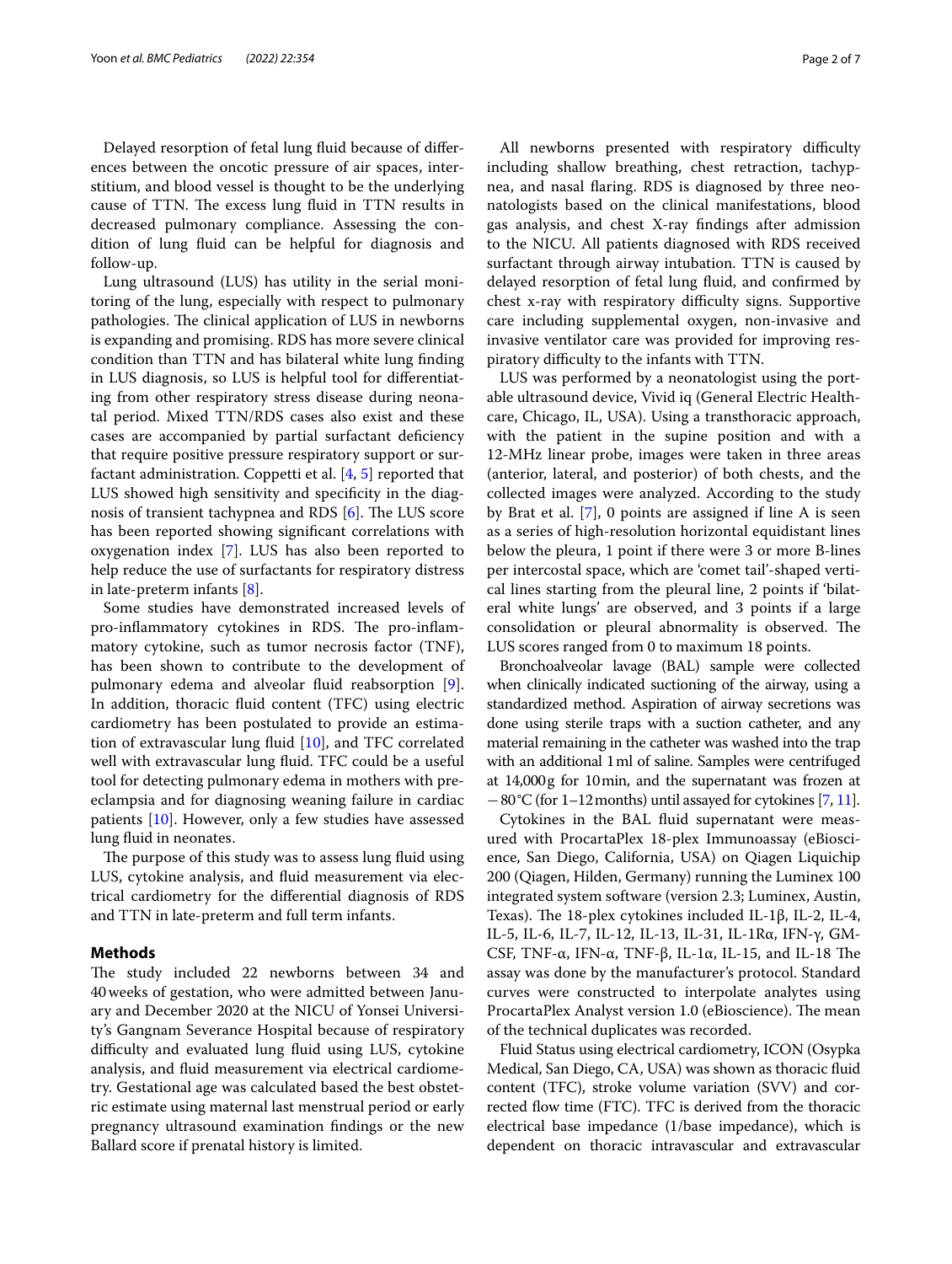Delayed resorption of fetal lung fluid because of differences between the oncotic pressure of air spaces, interstitium, and blood vessel is thought to be the underlying cause of TTN. The excess lung fluid in TTN results in decreased pulmonary compliance. Assessing the condition of lung fluid can be helpful for diagnosis and follow-up.

Lung ultrasound (LUS) has utility in the serial monitoring of the lung, especially with respect to pulmonary pathologies. The clinical application of LUS in newborns is expanding and promising. RDS has more severe clinical condition than TTN and has bilateral white lung finding in LUS diagnosis, so LUS is helpful tool for differentiating from other respiratory stress disease during neonatal period. Mixed TTN/RDS cases also exist and these cases are accompanied by partial surfactant deficiency that require positive pressure respiratory support or surfactant administration. Coppetti et al. [4, 5] reported that LUS showed high sensitivity and specificity in the diagnosis of transient tachypnea and RDS [6]. The LUS score has been reported showing significant correlations with oxygenation index [7]. LUS has also been reported to help reduce the use of surfactants for respiratory distress in late-preterm infants [8].

Some studies have demonstrated increased levels of pro-inflammatory cytokines in RDS. The pro-inflammatory cytokine, such as tumor necrosis factor (TNF), has been shown to contribute to the development of pulmonary edema and alveolar fluid reabsorption [9]. In addition, thoracic fluid content (TFC) using electric cardiometry has been postulated to provide an estimation of extravascular lung fluid [10], and TFC correlated well with extravascular lung fluid. TFC could be a useful tool for detecting pulmonary edema in mothers with preeclampsia and for diagnosing weaning failure in cardiac patients [10]. However, only a few studies have assessed lung fluid in neonates.

The purpose of this study was to assess lung fluid using LUS, cytokine analysis, and fluid measurement via electrical cardiometry for the differential diagnosis of RDS and TTN in late-preterm and full term infants.

## Methods

The study included 22 newborns between 34 and 40 weeks of gestation, who were admitted between January and December 2020 at the NICU of Yonsei University's Gangnam Severance Hospital because of respiratory difficulty and evaluated lung fluid using LUS, cytokine analysis, and fluid measurement via electrical cardiometry. Gestational age was calculated based the best obstetric estimate using maternal last menstrual period or early pregnancy ultrasound examination findings or the new Ballard score if prenatal history is limited.

All newborns presented with respiratory difficulty including shallow breathing, chest retraction, tachypnea, and nasal flaring. RDS is diagnosed by three neonatologists based on the clinical manifestations, blood gas analysis, and chest X-ray findings after admission to the NICU. All patients diagnosed with RDS received surfactant through airway intubation. TTN is caused by delayed resorption of fetal lung fluid, and confirmed by chest x-ray with respiratory difficulty signs. Supportive care including supplemental oxygen, non-invasive and invasive ventilator care was provided for improving respiratory difficulty to the infants with TTN.

LUS was performed by a neonatologist using the portable ultrasound device, Vivid iq (General Electric Healthcare, Chicago, IL, USA). Using a transthoracic approach, with the patient in the supine position and with a 12-MHz linear probe, images were taken in three areas (anterior, lateral, and posterior) of both chests, and the collected images were analyzed. According to the study by Brat et al. [7], 0 points are assigned if line A is seen as a series of high-resolution horizontal equidistant lines below the pleura, 1 point if there were 3 or more B-lines per intercostal space, which are 'comet tail'-shaped vertical lines starting from the pleural line, 2 points if 'bilateral white lungs' are observed, and 3 points if a large consolidation or pleural abnormality is observed. The LUS scores ranged from 0 to maximum 18 points.

Bronchoalveolar lavage (BAL) sample were collected when clinically indicated suctioning of the airway, using a standardized method. Aspiration of airway secretions was done using sterile traps with a suction catheter, and any material remaining in the catheter was washed into the trap with an additional 1 ml of saline. Samples were centrifuged at 14,000 g for 10 min, and the supernatant was frozen at −80 °C (for 1–12 months) until assayed for cytokines [7, 11].

Cytokines in the BAL fluid supernatant were measured with ProcartaPlex 18-plex Immunoassay (eBioscience, San Diego, California, USA) on Qiagen Liquichip 200 (Qiagen, Hilden, Germany) running the Luminex 100 integrated system software (version 2.3; Luminex, Austin, Texas). The 18-plex cytokines included IL-1β, IL-2, IL-4, IL-5, IL-6, IL-7, IL-12, IL-13, IL-31, IL-1Rα, IFN-γ, GM-CSF, TNF-α, IFN-α, TNF-β, IL-1α, IL-15, and IL-18 The assay was done by the manufacturer's protocol. Standard curves were constructed to interpolate analytes using ProcartaPlex Analyst version 1.0 (eBioscience). The mean of the technical duplicates was recorded.

Fluid Status using electrical cardiometry, ICON (Osypka Medical, San Diego, CA, USA) was shown as thoracic fluid content (TFC), stroke volume variation (SVV) and corrected flow time (FTC). TFC is derived from the thoracic electrical base impedance (1/base impedance), which is dependent on thoracic intravascular and extravascular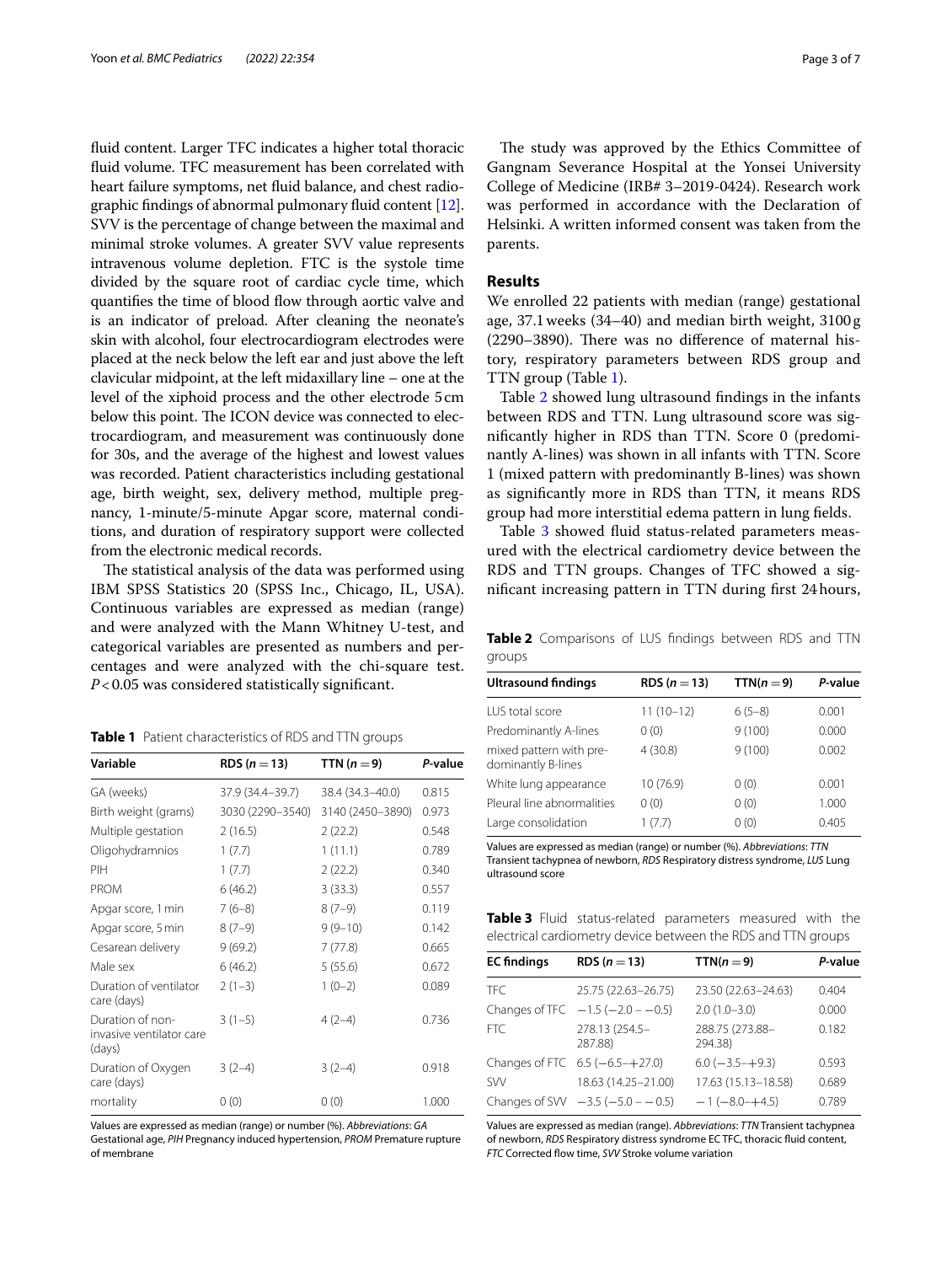fluid content. Larger TFC indicates a higher total thoracic fluid volume. TFC measurement has been correlated with heart failure symptoms, net fluid balance, and chest radiographic findings of abnormal pulmonary fluid content [12]. SVV is the percentage of change between the maximal and minimal stroke volumes. A greater SVV value represents intravenous volume depletion. FTC is the systole time divided by the square root of cardiac cycle time, which quantifies the time of blood flow through aortic valve and is an indicator of preload. After cleaning the neonate's skin with alcohol, four electrocardiogram electrodes were placed at the neck below the left ear and just above the left clavicular midpoint, at the left midaxillary line – one at the level of the xiphoid process and the other electrode 5 cm below this point. The ICON device was connected to electrocardiogram, and measurement was continuously done for 30s, and the average of the highest and lowest values was recorded. Patient characteristics including gestational age, birth weight, sex, delivery method, multiple pregnancy, 1-minute/5-minute Apgar score, maternal conditions, and duration of respiratory support were collected from the electronic medical records.

The statistical analysis of the data was performed using IBM SPSS Statistics 20 (SPSS Inc., Chicago, IL, USA). Continuous variables are expressed as median (range) and were analyzed with the Mann Whitney U-test, and categorical variables are presented as numbers and percentages and were analyzed with the chi-square test. $P < 0.05$ was considered statistically significant.

**Table 1** Patient characteristics of RDS and TTN groups

| Variable | RDS ($n = 13$) | TTN ($n = 9$) | *P*-value |
|---|---|---|---|
| GA (weeks) | 37.9 (34.4–39.7) | 38.4 (34.3–40.0) | 0.815 |
| Birth weight (grams) | 3030 (2290–3540) | 3140 (2450–3890) | 0.973 |
| Multiple gestation | 2 (16.5) | 2 (22.2) | 0.548 |
| Oligohydramnios | 1 (7.7) | 1 (11.1) | 0.789 |
| PIH | 1 (7.7) | 2 (22.2) | 0.340 |
| PROM | 6 (46.2) | 3 (33.3) | 0.557 |
| Apgar score, 1 min | 7 (6–8) | 8 (7–9) | 0.119 |
| Apgar score, 5 min | 8 (7–9) | 9 (9–10) | 0.142 |
| Cesarean delivery | 9 (69.2) | 7 (77.8) | 0.665 |
| Male sex | 6 (46.2) | 5 (55.6) | 0.672 |
| Duration of ventilator care (days) | 2 (1–3) | 1 (0–2) | 0.089 |
| Duration of non-invasive ventilator care (days) | 3 (1–5) | 4 (2–4) | 0.736 |
| Duration of Oxygen care (days) | 3 (2–4) | 3 (2–4) | 0.918 |
| mortality | 0 (0) | 0 (0) | 1.000 |

Values are expressed as median (range) or number (%). *Abbreviations*: *GA* Gestational age, *PIH* Pregnancy induced hypertension, *PROM* Premature rupture of membrane

The study was approved by the Ethics Committee of Gangnam Severance Hospital at the Yonsei University College of Medicine (IRB# 3–2019-0424). Research work was performed in accordance with the Declaration of Helsinki. A written informed consent was taken from the parents.

## Results

We enrolled 22 patients with median (range) gestational age, 37.1 weeks (34–40) and median birth weight, 3100 g (2290–3890). There was no difference of maternal history, respiratory parameters between RDS group and TTN group (Table 1).

Table 2 showed lung ultrasound findings in the infants between RDS and TTN. Lung ultrasound score was significantly higher in RDS than TTN. Score 0 (predominantly A-lines) was shown in all infants with TTN. Score 1 (mixed pattern with predominantly B-lines) was shown as significantly more in RDS than TTN, it means RDS group had more interstitial edema pattern in lung fields.

Table 3 showed fluid status-related parameters measured with the electrical cardiometry device between the RDS and TTN groups. Changes of TFC showed a significant increasing pattern in TTN during first 24 hours,

**Table 2** Comparisons of LUS findings between RDS and TTN groups

| Ultrasound findings | RDS ($n = 13$) | TTN($n = 9$) | *P*-value |
|---|---|---|---|
| LUS total score | 11 (10–12) | 6 (5–8) | 0.001 |
| Predominantly A-lines | 0 (0) | 9 (100) | 0.000 |
| mixed pattern with predominantly B-lines | 4 (30.8) | 9 (100) | 0.002 |
| White lung appearance | 10 (76.9) | 0 (0) | 0.001 |
| Pleural line abnormalities | 0 (0) | 0 (0) | 1.000 |
| Large consolidation | 1 (7.7) | 0 (0) | 0.405 |

Values are expressed as median (range) or number (%). *Abbreviations*: *TTN* Transient tachypnea of newborn, *RDS* Respiratory distress syndrome, *LUS* Lung ultrasound score

**Table 3** Fluid status-related parameters measured with the electrical cardiometry device between the RDS and TTN groups

| EC findings | RDS ($n = 13$) | TTN($n = 9$) | *P*-value |
|---|---|---|---|
| TFC | 25.75 (22.63–26.75) | 23.50 (22.63–24.63) | 0.404 |
| Changes of TFC | −1.5 (−2.0 – −0.5) | 2.0 (1.0–3.0) | 0.000 |
| FTC | 278.13 (254.5–287.88) | 288.75 (273.88–294.38) | 0.182 |
| Changes of FTC | 6.5 (−6.5–+27.0) | 6.0 (−3.5–+9.3) | 0.593 |
| SVV | 18.63 (14.25–21.00) | 17.63 (15.13–18.58) | 0.689 |
| Changes of SVV | −3.5 (−5.0 – −0.5) | −1 (−8.0–+4.5) | 0.789 |

Values are expressed as median (range). *Abbreviations*: *TTN* Transient tachypnea of newborn, *RDS* Respiratory distress syndrome EC TFC, thoracic fluid content, *FTC* Corrected flow time, *SVV* Stroke volume variation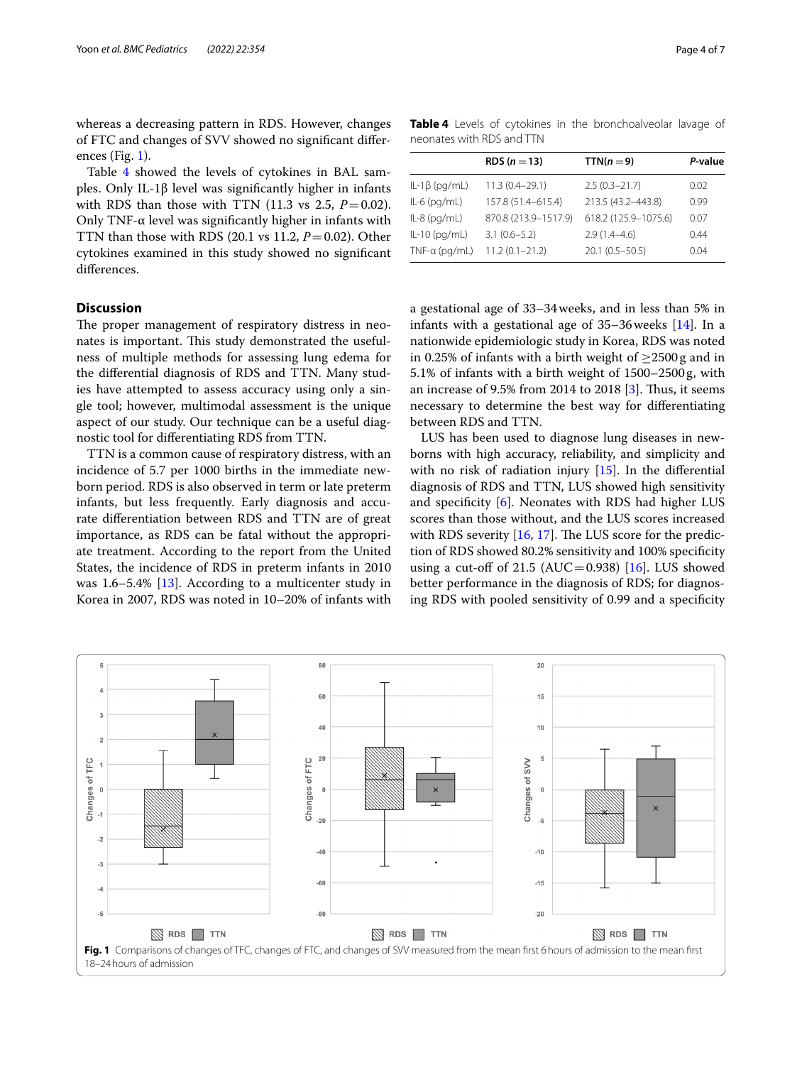whereas a decreasing pattern in RDS. However, changes of FTC and changes of SVV showed no significant differences (Fig. 1).

Table 4 showed the levels of cytokines in BAL samples. Only IL-1β level was significantly higher in infants with RDS than those with TTN (11.3 vs 2.5, $P=0.02$). Only TNF-α level was significantly higher in infants with TTN than those with RDS (20.1 vs 11.2, $P=0.02$). Other cytokines examined in this study showed no significant differences.

**Table 4** Levels of cytokines in the bronchoalveolar lavage of neonates with RDS and TTN

| | RDS ($n=13$) | TTN($n=9$) | *P*-value |
|---|---|---|---|
| IL-1β (pg/mL) | 11.3 (0.4–29.1) | 2.5 (0.3–21.7) | 0.02 |
| IL-6 (pg/mL) | 157.8 (51.4–615.4) | 213.5 (43.2–443.8) | 0.99 |
| IL-8 (pg/mL) | 870.8 (213.9–1517.9) | 618.2 (125.9–1075.6) | 0.07 |
| IL-10 (pg/mL) | 3.1 (0.6–5.2) | 2.9 (1.4–4.6) | 0.44 |
| TNF-α (pg/mL) | 11.2 (0.1–21.2) | 20.1 (0.5–50.5) | 0.04 |

## Discussion

The proper management of respiratory distress in neonates is important. This study demonstrated the usefulness of multiple methods for assessing lung edema for the differential diagnosis of RDS and TTN. Many studies have attempted to assess accuracy using only a single tool; however, multimodal assessment is the unique aspect of our study. Our technique can be a useful diagnostic tool for differentiating RDS from TTN.

TTN is a common cause of respiratory distress, with an incidence of 5.7 per 1000 births in the immediate newborn period. RDS is also observed in term or late preterm infants, but less frequently. Early diagnosis and accurate differentiation between RDS and TTN are of great importance, as RDS can be fatal without the appropriate treatment. According to the report from the United States, the incidence of RDS in preterm infants in 2010 was 1.6–5.4% [13]. According to a multicenter study in Korea in 2007, RDS was noted in 10–20% of infants with a gestational age of 33–34 weeks, and in less than 5% in infants with a gestational age of 35–36 weeks [14]. In a nationwide epidemiologic study in Korea, RDS was noted in 0.25% of infants with a birth weight of ≥2500 g and in 5.1% of infants with a birth weight of 1500–2500 g, with an increase of 9.5% from 2014 to 2018 [3]. Thus, it seems necessary to determine the best way for differentiating between RDS and TTN.

LUS has been used to diagnose lung diseases in newborns with high accuracy, reliability, and simplicity and with no risk of radiation injury [15]. In the differential diagnosis of RDS and TTN, LUS showed high sensitivity and specificity [6]. Neonates with RDS had higher LUS scores than those without, and the LUS scores increased with RDS severity [16, 17]. The LUS score for the prediction of RDS showed 80.2% sensitivity and 100% specificity using a cut-off of 21.5 (AUC = 0.938) [16]. LUS showed better performance in the diagnosis of RDS; for diagnosing RDS with pooled sensitivity of 0.99 and a specificity

**Fig. 1** Comparisons of changes of TFC, changes of FTC, and changes of SVV measured from the mean first 6 hours of admission to the mean first 18–24 hours of admission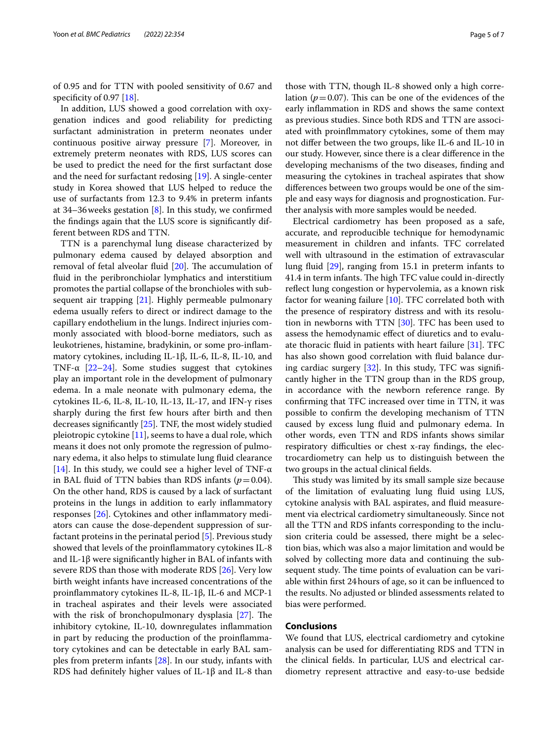of 0.95 and for TTN with pooled sensitivity of 0.67 and specificity of 0.97 [18].

In addition, LUS showed a good correlation with oxygenation indices and good reliability for predicting surfactant administration in preterm neonates under continuous positive airway pressure [7]. Moreover, in extremely preterm neonates with RDS, LUS scores can be used to predict the need for the first surfactant dose and the need for surfactant redosing [19]. A single-center study in Korea showed that LUS helped to reduce the use of surfactants from 12.3 to 9.4% in preterm infants at 34–36 weeks gestation [8]. In this study, we confirmed the findings again that the LUS score is significantly different between RDS and TTN.

TTN is a parenchymal lung disease characterized by pulmonary edema caused by delayed absorption and removal of fetal alveolar fluid [20]. The accumulation of fluid in the peribronchiolar lymphatics and interstitium promotes the partial collapse of the bronchioles with subsequent air trapping [21]. Highly permeable pulmonary edema usually refers to direct or indirect damage to the capillary endothelium in the lungs. Indirect injuries commonly associated with blood-borne mediators, such as leukotrienes, histamine, bradykinin, or some pro-inflammatory cytokines, including IL-1β, IL-6, IL-8, IL-10, and TNF-α [22–24]. Some studies suggest that cytokines play an important role in the development of pulmonary edema. In a male neonate with pulmonary edema, the cytokines IL-6, IL-8, IL-10, IL-13, IL-17, and IFN-γ rises sharply during the first few hours after birth and then decreases significantly [25]. TNF, the most widely studied pleiotropic cytokine [11], seems to have a dual role, which means it does not only promote the regression of pulmonary edema, it also helps to stimulate lung fluid clearance [14]. In this study, we could see a higher level of TNF-α in BAL fluid of TTN babies than RDS infants ($p=0.04$). On the other hand, RDS is caused by a lack of surfactant proteins in the lungs in addition to early inflammatory responses [26]. Cytokines and other inflammatory mediators can cause the dose-dependent suppression of surfactant proteins in the perinatal period [5]. Previous study showed that levels of the proinflammatory cytokines IL-8 and IL-1β were significantly higher in BAL of infants with severe RDS than those with moderate RDS [26]. Very low birth weight infants have increased concentrations of the proinflammatory cytokines IL-8, IL-1β, IL-6 and MCP-1 in tracheal aspirates and their levels were associated with the risk of bronchopulmonary dysplasia [27]. The inhibitory cytokine, IL-10, downregulates inflammation in part by reducing the production of the proinflammatory cytokines and can be detectable in early BAL samples from preterm infants [28]. In our study, infants with RDS had definitely higher values of IL-1β and IL-8 than those with TTN, though IL-8 showed only a high correlation ($p=0.07$). This can be one of the evidences of the early inflammation in RDS and shows the same context as previous studies. Since both RDS and TTN are associated with proinflmmatory cytokines, some of them may not differ between the two groups, like IL-6 and IL-10 in our study. However, since there is a clear difference in the developing mechanisms of the two diseases, finding and measuring the cytokines in tracheal aspirates that show differences between two groups would be one of the simple and easy ways for diagnosis and prognostication. Further analysis with more samples would be needed.

Electrical cardiometry has been proposed as a safe, accurate, and reproducible technique for hemodynamic measurement in children and infants. TFC correlated well with ultrasound in the estimation of extravascular lung fluid [29], ranging from 15.1 in preterm infants to 41.4 in term infants. The high TFC value could in-directly reflect lung congestion or hypervolemia, as a known risk factor for weaning failure [10]. TFC correlated both with the presence of respiratory distress and with its resolution in newborns with TTN [30]. TFC has been used to assess the hemodynamic effect of diuretics and to evaluate thoracic fluid in patients with heart failure [31]. TFC has also shown good correlation with fluid balance during cardiac surgery [32]. In this study, TFC was significantly higher in the TTN group than in the RDS group, in accordance with the newborn reference range. By confirming that TFC increased over time in TTN, it was possible to confirm the developing mechanism of TTN caused by excess lung fluid and pulmonary edema. In other words, even TTN and RDS infants shows similar respiratory difficulties or chest x-ray findings, the electrocardiometry can help us to distinguish between the two groups in the actual clinical fields.

This study was limited by its small sample size because of the limitation of evaluating lung fluid using LUS, cytokine analysis with BAL aspirates, and fluid measurement via electrical cardiometry simultaneously. Since not all the TTN and RDS infants corresponding to the inclusion criteria could be assessed, there might be a selection bias, which was also a major limitation and would be solved by collecting more data and continuing the subsequent study. The time points of evaluation can be variable within first 24 hours of age, so it can be influenced to the results. No adjusted or blinded assessments related to bias were performed.

## Conclusions

We found that LUS, electrical cardiometry and cytokine analysis can be used for differentiating RDS and TTN in the clinical fields. In particular, LUS and electrical cardiometry represent attractive and easy-to-use bedside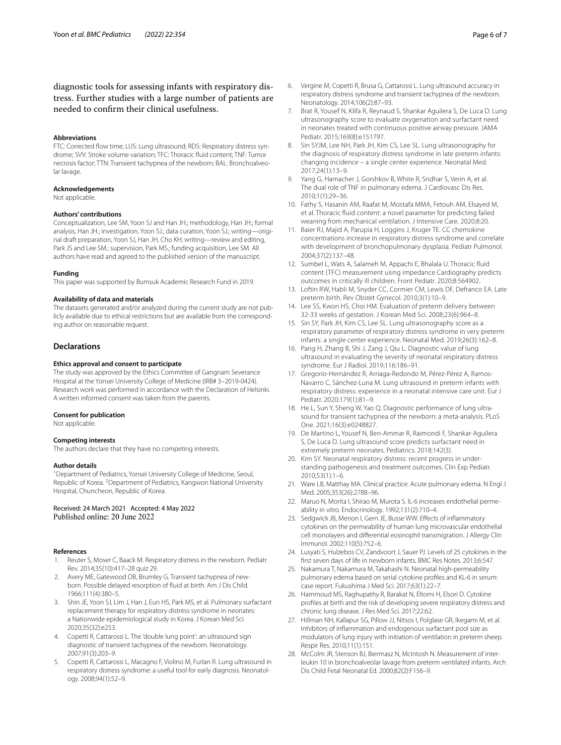diagnostic tools for assessing infants with respiratory distress. Further studies with a large number of patients are needed to confirm their clinical usefulness.

### Abbreviations

FTC: Corrected flow time; LUS: Lung ultrasound; RDS: Respiratory distress syndrome; SVV: Stroke volume variation; TFC: Thoracic fluid content; TNF: Tumor necrosis factor; TTN: Transient tachypnea of the newborn; BAL: Bronchoalveolar lavage.

### Acknowledgements

Not applicable.

### Authors' contributions

Conceptualization, Lee SM, Yoon SJ and Han JH.; methodology, Han JH.; formal analysis, Han JH.; investigation, Yoon SJ.; data curation, Yoon SJ.; writing—original draft preparation, Yoon SJ, Han JH, Cho KH; writing—review and editing, Park JS and Lee SM.; supervision, Park MS.; funding acquisition, Lee SM. All authors have read and agreed to the published version of the manuscript.

### Funding

This paper was supported by Bumsuk Academic Research Fund in 2019.

### Availability of data and materials

The datasets generated and/or analyzed during the current study are not publicly available due to ethical restrictions but are available from the corresponding author on reasonable request.

## Declarations

### Ethics approval and consent to participate

The study was approved by the Ethics Committee of Gangnam Severance Hospital at the Yonsei University College of Medicine (IRB# 3–2019-0424). Research work was performed in accordance with the Declaration of Helsinki. A written informed consent was taken from the parents.

### Consent for publication

Not applicable.

### Competing interests

The authors declare that they have no competing interests.

### Author details

[1]Department of Pediatrics, Yonsei University College of Medicine, Seoul, Republic of Korea. [2]Department of Pediatrics, Kangwon National University Hospital, Chuncheon, Republic of Korea.

Received: 24 March 2021 Accepted: 4 May 2022
Published online: 20 June 2022

### References

1. Reuter S, Moser C, Baack M. Respiratory distress in the newborn. Pediatr Rev. 2014;35(10):417–28 quiz 29.
2. Avery ME, Gatewood OB, Brumley G. Transient tachypnea of newborn. Possible delayed resorption of fluid at birth. Am J Dis Child. 1966;111(4):380–5.
3. Shin JE, Yoon SJ, Lim J, Han J, Eun HS, Park MS, et al. Pulmonary surfactant replacement therapy for respiratory distress syndrome in neonates: a Nationwide epidemiological study in Korea. J Korean Med Sci. 2020;35(32):e253.
4. Copetti R, Cattarossi L. The 'double lung point': an ultrasound sign diagnostic of transient tachypnea of the newborn. Neonatology. 2007;91(3):203–9.
5. Copetti R, Cattarossi L, Macagno F, Violino M, Furlan R. Lung ultrasound in respiratory distress syndrome: a useful tool for early diagnosis. Neonatology. 2008;94(1):52–9.
6. Vergine M, Copetti R, Brusa G, Cattarossi L. Lung ultrasound accuracy in respiratory distress syndrome and transient tachypnea of the newborn. Neonatology. 2014;106(2):87–93.
7. Brat R, Yousef N, Klifa R, Reynaud S, Shankar Aguilera S, De Luca D. Lung ultrasonography score to evaluate oxygenation and surfactant need in neonates treated with continuous positive airway pressure. JAMA Pediatr. 2015;169(8):e151797.
8. Sin SYJM, Lee NH, Park JH, Kim CS, Lee SL. Lung ultrasonography for the diagnosis of respiratory distress syndrome in late preterm infants: changing incidence – a single center experience. Neonatal Med. 2017;24(1):13–9.
9. Yang G, Hamacher J, Gorshkov B, White R, Sridhar S, Verin A, et al. The dual role of TNF in pulmonary edema. J Cardiovasc Dis Res. 2010;1(1):29–36.
10. Fathy S, Hasanin AM, Raafat M, Mostafa MMA, Fetouh AM, Elsayed M, et al. Thoracic fluid content: a novel parameter for predicting failed weaning from mechanical ventilation. J Intensive Care. 2020;8:20.
11. Baier RJ, Majid A, Parupia H, Loggins J, Kruger TE. CC chemokine concentrations increase in respiratory distress syndrome and correlate with development of bronchopulmonary dysplasia. Pediatr Pulmonol. 2004;37(2):137–48.
12. Sumbel L, Wats A, Salameh M, Appachi E, Bhalala U. Thoracic fluid content (TFC) measurement using impedance Cardiography predicts outcomes in critically ill children. Front Pediatr. 2020;8:564902.
13. Loftin RW, Habli M, Snyder CC, Cormier CM, Lewis DF, Defranco EA. Late preterm birth. Rev Obstet Gynecol. 2010;3(1):10–9.
14. Lee SS, Kwon HS, Choi HM. Evaluation of preterm delivery between 32-33 weeks of gestation. J Korean Med Sci. 2008;23(6):964–8.
15. Sin SY, Park JH, Kim CS, Lee SL. Lung ultrasonography score as a respiratory parameter of respiratory distress syndrome in very preterm infants: a single center experience. Neonatal Med. 2019;26(3):162–8.
16. Pang H, Zhang B, Shi J, Zang J, Qiu L. Diagnostic value of lung ultrasound in evaluating the severity of neonatal respiratory distress syndrome. Eur J Radiol. 2019;116:186–91.
17. Gregorio-Hernández R, Arriaga-Redondo M, Pérez-Pérez A, Ramos-Navarro C, Sánchez-Luna M. Lung ultrasound in preterm infants with respiratory distress: experience in a neonatal intensive care unit. Eur J Pediatr. 2020;179(1):81–9.
18. He L, Sun Y, Sheng W, Yao Q. Diagnostic performance of lung ultrasound for transient tachypnea of the newborn: a meta-analysis. PLoS One. 2021;16(3):e0248827.
19. De Martino L, Yousef N, Ben-Ammar R, Raimondi F, Shankar-Aguilera S, De Luca D. Lung ultrasound score predicts surfactant need in extremely preterm neonates. Pediatrics. 2018;142(3).
20. Kim SY. Neonatal respiratory distress: recent progress in understanding pathogenesis and treatment outcomes. Clin Exp Pediatr. 2010;53(1):1–6.
21. Ware LB, Matthay MA. Clinical practice. Acute pulmonary edema. N Engl J Med. 2005;353(26):2788–96.
22. Maruo N, Morita I, Shirao M, Murota S. IL-6 increases endothelial permeability in vitro. Endocrinology. 1992;131(2):710–4.
23. Sedgwick JB, Menon I, Gern JE, Busse WW. Effects of inflammatory cytokines on the permeability of human lung microvascular endothelial cell monolayers and differential eosinophil transmigration. J Allergy Clin Immunol. 2002;110(5):752–6.
24. Lusyati S, Hulzebos CV, Zandvoort J, Sauer PJ. Levels of 25 cytokines in the first seven days of life in newborn infants. BMC Res Notes. 2013;6:547.
25. Nakamura T, Nakamura M, Takahashi N. Neonatal high-permeability pulmonary edema based on serial cytokine profiles and KL-6 in serum: case report. Fukushima J Med Sci. 2017;63(1):22–7.
26. Hammoud MS, Raghupathy R, Barakat N, Eltomi H, Elsori D. Cytokine profiles at birth and the risk of developing severe respiratory distress and chronic lung disease. J Res Med Sci. 2017;22:62.
27. Hillman NH, Kallapur SG, Pillow JJ, Nitsos I, Polglase GR, Ikegami M, et al. Inhibitors of inflammation and endogenous surfactant pool size as modulators of lung injury with initiation of ventilation in preterm sheep. Respir Res. 2010;11(1):151.
28. McColm JR, Stenson BJ, Biermasz N, McIntosh N. Measurement of interleukin 10 in bronchoalveolar lavage from preterm ventilated infants. Arch Dis Child Fetal Neonatal Ed. 2000;82(2):F156–9.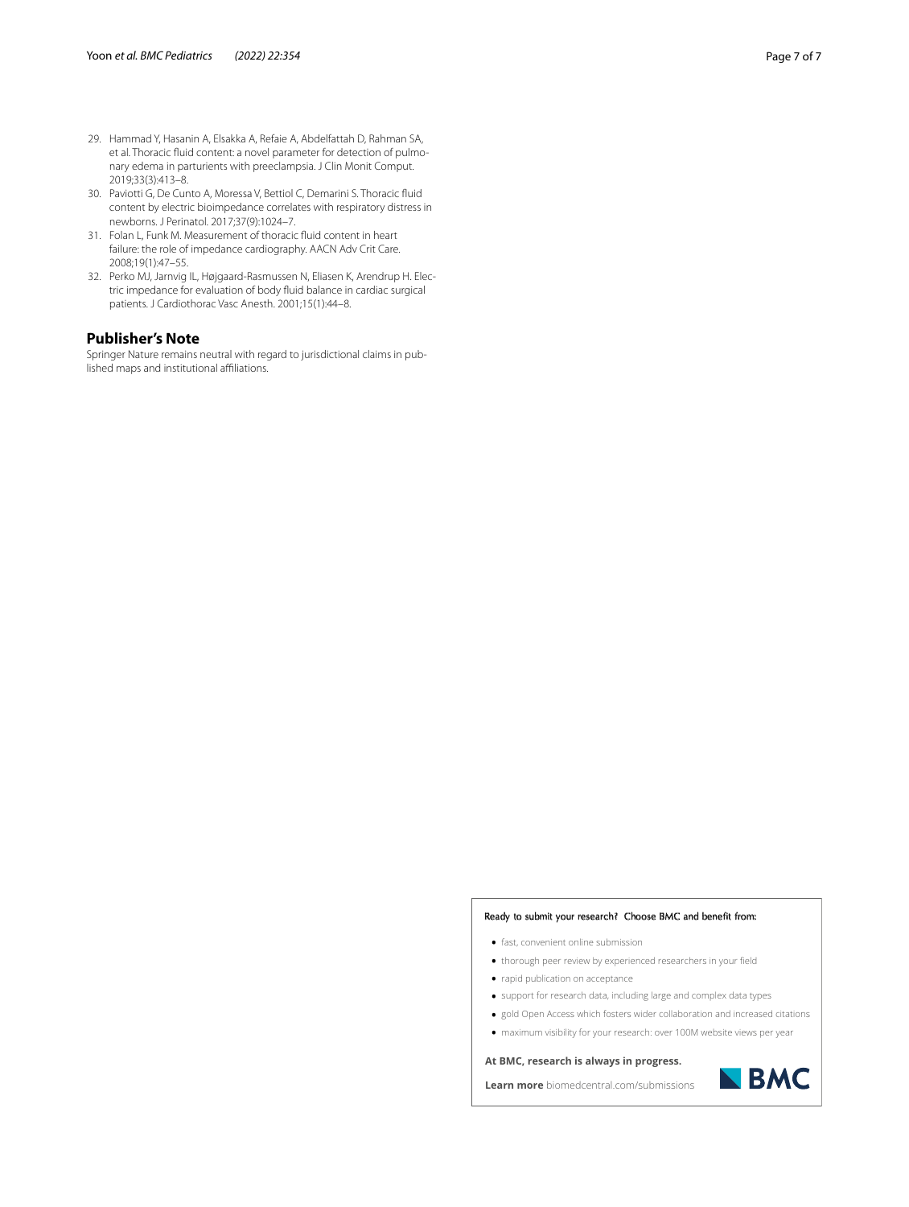29. Hammad Y, Hasanin A, Elsakka A, Refaie A, Abdelfattah D, Rahman SA, et al. Thoracic fluid content: a novel parameter for detection of pulmonary edema in parturients with preeclampsia. J Clin Monit Comput. 2019;33(3):413–8.
30. Paviotti G, De Cunto A, Moressa V, Bettiol C, Demarini S. Thoracic fluid content by electric bioimpedance correlates with respiratory distress in newborns. J Perinatol. 2017;37(9):1024–7.
31. Folan L, Funk M. Measurement of thoracic fluid content in heart failure: the role of impedance cardiography. AACN Adv Crit Care. 2008;19(1):47–55.
32. Perko MJ, Jarnvig IL, Højgaard-Rasmussen N, Eliasen K, Arendrup H. Electric impedance for evaluation of body fluid balance in cardiac surgical patients. J Cardiothorac Vasc Anesth. 2001;15(1):44–8.

## Publisher's Note

Springer Nature remains neutral with regard to jurisdictional claims in published maps and institutional affiliations.

Ready to submit your research? Choose BMC and benefit from:

- fast, convenient online submission
- thorough peer review by experienced researchers in your field
- rapid publication on acceptance
- support for research data, including large and complex data types
- gold Open Access which fosters wider collaboration and increased citations
- maximum visibility for your research: over 100M website views per year

**At BMC, research is always in progress.**

**Learn more** biomedcentral.com/submissions

BMC